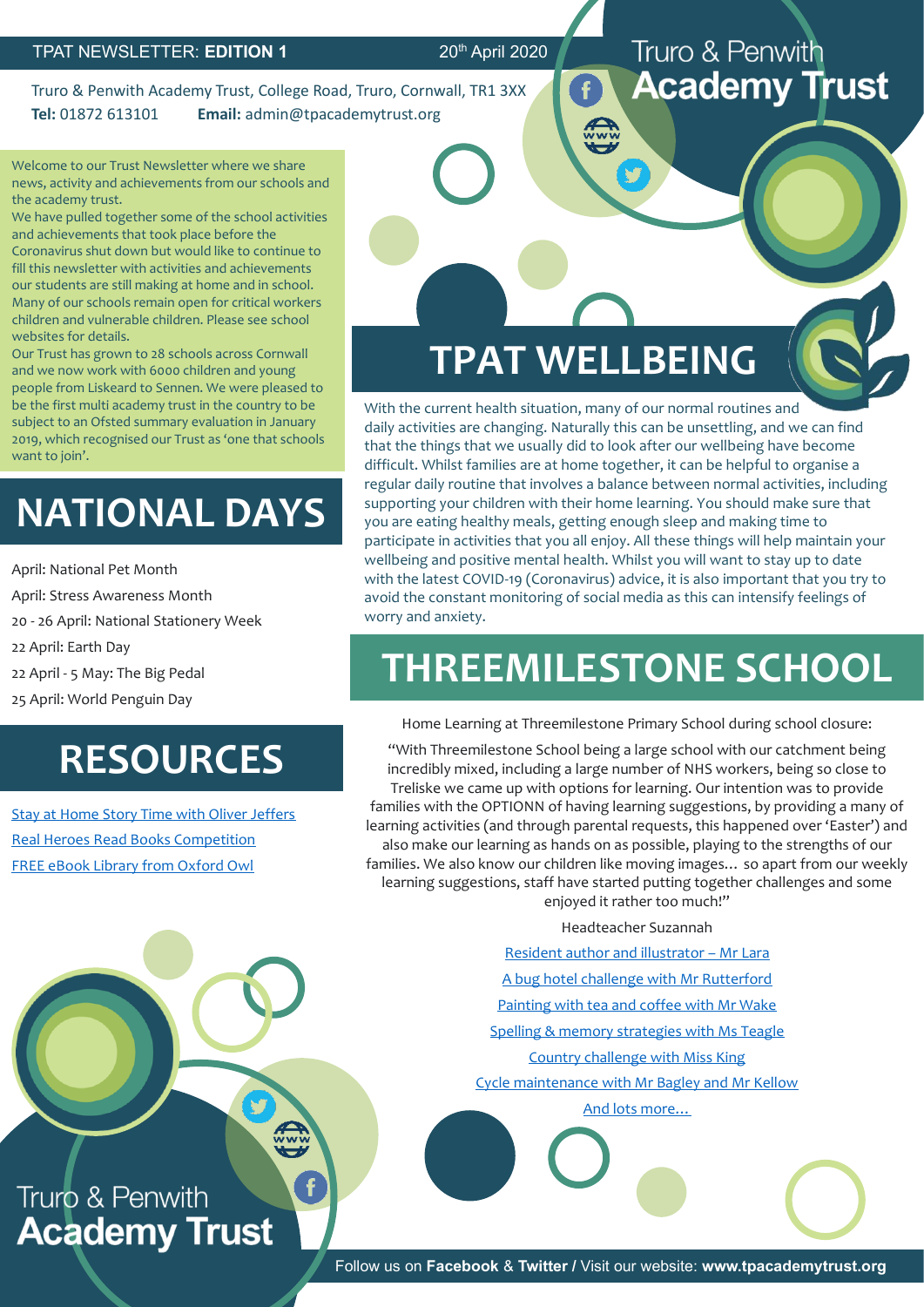TPAT NEWSLETTER: **EDITION 1** 20th April 2020

# Truro & Penwith Academy Trust

Truro & Penwith Academy Trust, College Road, Truro, Cornwall, TR1 3XX
**Tel:** 01872 613101 **Email:** admin@tpacademytrust.org

Welcome to our Trust Newsletter where we share news, activity and achievements from our schools and the academy trust.

We have pulled together some of the school activities and achievements that took place before the Coronavirus shut down but would like to continue to fill this newsletter with activities and achievements our students are still making at home and in school. Many of our schools remain open for critical workers children and vulnerable children. Please see school websites for details.

Our Trust has grown to 28 schools across Cornwall and we now work with 6000 children and young people from Liskeard to Sennen. We were pleased to be the first multi academy trust in the country to be subject to an Ofsted summary evaluation in January 2019, which recognised our Trust as 'one that schools want to join'.

## NATIONAL DAYS

April: National Pet Month
April: Stress Awareness Month
20 - 26 April: National Stationery Week
22 April: Earth Day
22 April - 5 May: The Big Pedal
25 April: World Penguin Day

## RESOURCES

Stay at Home Story Time with Oliver Jeffers
Real Heroes Read Books Competition
FREE eBook Library from Oxford Owl

## TPAT WELLBEING

With the current health situation, many of our normal routines and daily activities are changing. Naturally this can be unsettling, and we can find that the things that we usually did to look after our wellbeing have become difficult. Whilst families are at home together, it can be helpful to organise a regular daily routine that involves a balance between normal activities, including supporting your children with their home learning. You should make sure that you are eating healthy meals, getting enough sleep and making time to participate in activities that you all enjoy. All these things will help maintain your wellbeing and positive mental health. Whilst you will want to stay up to date with the latest COVID-19 (Coronavirus) advice, it is also important that you try to avoid the constant monitoring of social media as this can intensify feelings of worry and anxiety.

## THREEMILESTONE SCHOOL

Home Learning at Threemilestone Primary School during school closure:

"With Threemilestone School being a large school with our catchment being incredibly mixed, including a large number of NHS workers, being so close to Treliske we came up with options for learning. Our intention was to provide families with the OPTIONN of having learning suggestions, by providing a many of learning activities (and through parental requests, this happened over 'Easter') and also make our learning as hands on as possible, playing to the strengths of our families. We also know our children like moving images… so apart from our weekly learning suggestions, staff have started putting together challenges and some enjoyed it rather too much!"

Headteacher Suzannah

Resident author and illustrator – Mr Lara
A bug hotel challenge with Mr Rutterford
Painting with tea and coffee with Mr Wake
Spelling & memory strategies with Ms Teagle
Country challenge with Miss King
Cycle maintenance with Mr Bagley and Mr Kellow
And lots more…

Truro & Penwith Academy Trust

Follow us on **Facebook** & **Twitter /** Visit our website: **www.tpacademytrust.org**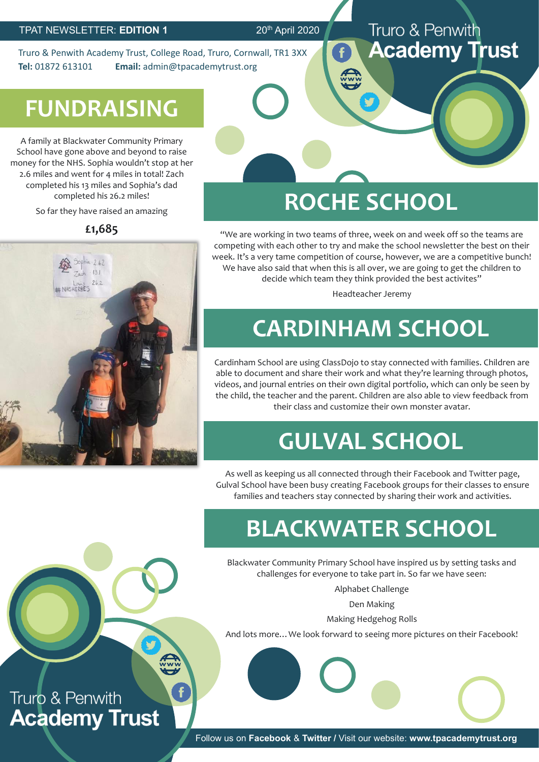TPAT NEWSLETTER: **EDITION 1** 20th April 2020

Truro & Penwith Academy Trust, College Road, Truro, Cornwall, TR1 3XX
**Tel:** 01872 613101 **Email:** admin@tpacademytrust.org

Truro & Penwith **Academy Trust**

# FUNDRAISING

A family at Blackwater Community Primary School have gone above and beyond to raise money for the NHS. Sophia wouldn't stop at her 2.6 miles and went for 4 miles in total! Zach completed his 13 miles and Sophia's dad completed his 26.2 miles!

So far they have raised an amazing

**£1,685**

# ROCHE SCHOOL

"We are working in two teams of three, week on and week off so the teams are competing with each other to try and make the school newsletter the best on their week. It's a very tame competition of course, however, we are a competitive bunch! We have also said that when this is all over, we are going to get the children to decide which team they think provided the best activites"

Headteacher Jeremy

# CARDINHAM SCHOOL

Cardinham School are using ClassDojo to stay connected with families. Children are able to document and share their work and what they're learning through photos, videos, and journal entries on their own digital portfolio, which can only be seen by the child, the teacher and the parent. Children are also able to view feedback from their class and customize their own monster avatar.

# GULVAL SCHOOL

As well as keeping us all connected through their Facebook and Twitter page, Gulval School have been busy creating Facebook groups for their classes to ensure families and teachers stay connected by sharing their work and activities.

# BLACKWATER SCHOOL

Blackwater Community Primary School have inspired us by setting tasks and challenges for everyone to take part in. So far we have seen:

Alphabet Challenge

Den Making

Making Hedgehog Rolls

And lots more… We look forward to seeing more pictures on their Facebook!

Truro & Penwith **Academy Trust**

Follow us on **Facebook** & **Twitter /** Visit our website: **www.tpacademytrust.org**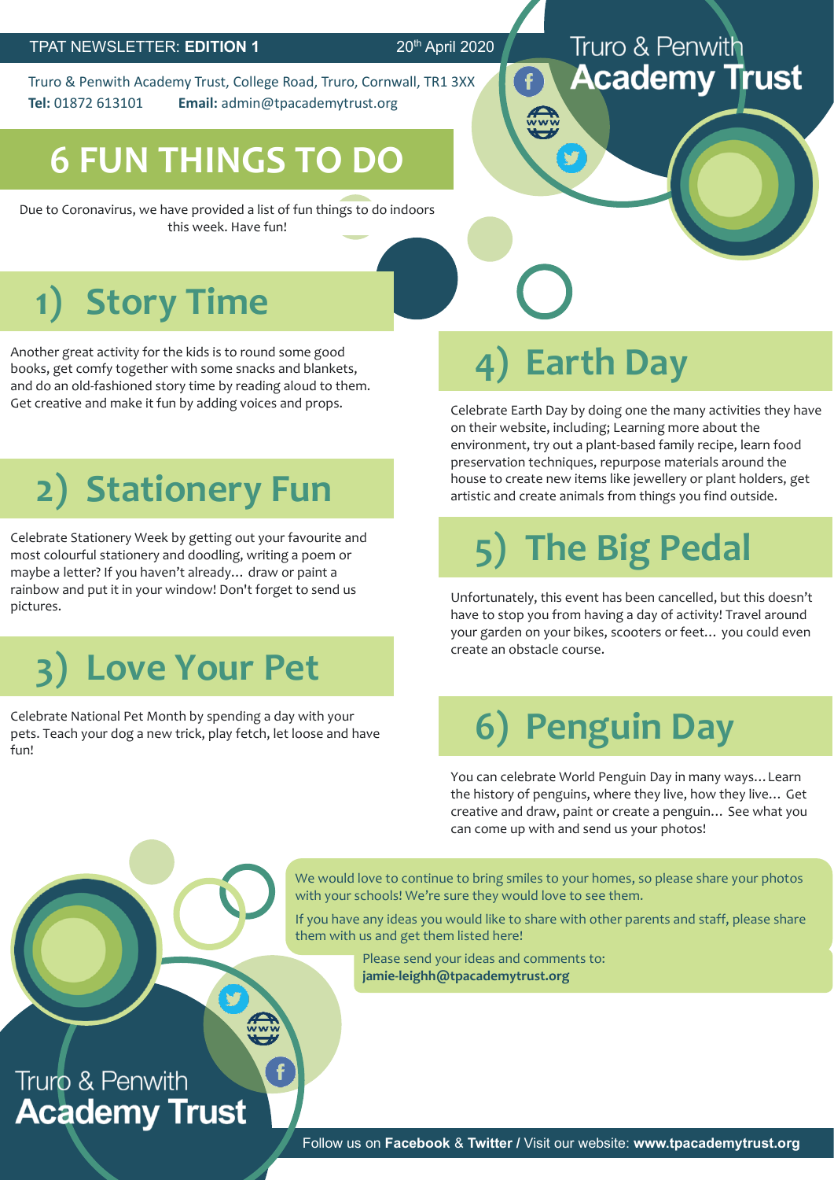TPAT NEWSLETTER: **EDITION 1** 20th April 2020

Truro & Penwith Academy Trust, College Road, Truro, Cornwall, TR1 3XX
**Tel:** 01872 613101 **Email:** admin@tpacademytrust.org

Truro & Penwith **Academy Trust**

# 6 FUN THINGS TO DO

Due to Coronavirus, we have provided a list of fun things to do indoors this week. Have fun!

## 1) Story Time

Another great activity for the kids is to round some good books, get comfy together with some snacks and blankets, and do an old-fashioned story time by reading aloud to them. Get creative and make it fun by adding voices and props.

## 2) Stationery Fun

Celebrate Stationery Week by getting out your favourite and most colourful stationery and doodling, writing a poem or maybe a letter? If you haven't already… draw or paint a rainbow and put it in your window! Don't forget to send us pictures.

## 3) Love Your Pet

Celebrate National Pet Month by spending a day with your pets. Teach your dog a new trick, play fetch, let loose and have fun!

## 4) Earth Day

Celebrate Earth Day by doing one the many activities they have on their website, including; Learning more about the environment, try out a plant-based family recipe, learn food preservation techniques, repurpose materials around the house to create new items like jewellery or plant holders, get artistic and create animals from things you find outside.

## 5) The Big Pedal

Unfortunately, this event has been cancelled, but this doesn't have to stop you from having a day of activity! Travel around your garden on your bikes, scooters or feet… you could even create an obstacle course.

## 6) Penguin Day

You can celebrate World Penguin Day in many ways… Learn the history of penguins, where they live, how they live… Get creative and draw, paint or create a penguin… See what you can come up with and send us your photos!

We would love to continue to bring smiles to your homes, so please share your photos with your schools! We're sure they would love to see them.

If you have any ideas you would like to share with other parents and staff, please share them with us and get them listed here!

Please send your ideas and comments to:
**jamie-leighh@tpacademytrust.org**

Truro & Penwith **Academy Trust**

Follow us on **Facebook** & **Twitter /** Visit our website: **www.tpacademytrust.org**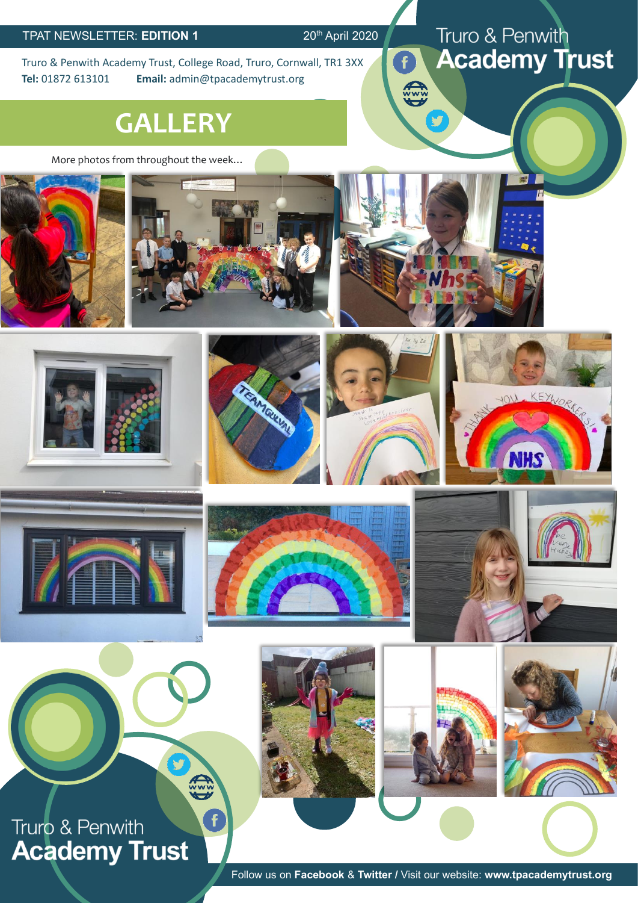TPAT NEWSLETTER: **EDITION 1**

20th April 2020

Truro & Penwith Academy Trust, College Road, Truro, Cornwall, TR1 3XX
**Tel:** 01872 613101 **Email:** admin@tpacademytrust.org

Truro & Penwith **Academy Trust**

# GALLERY

More photos from throughout the week…

Truro & Penwith **Academy Trust**

Follow us on **Facebook** & **Twitter /** Visit our website: **www.tpacademytrust.org**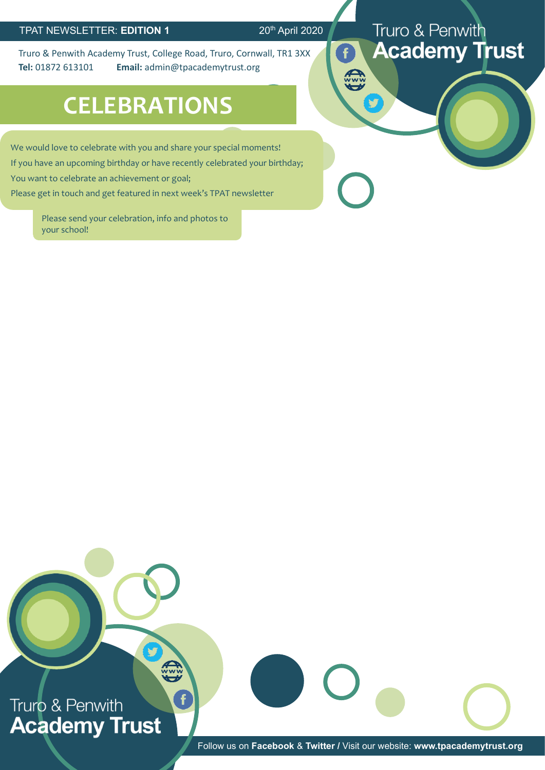TPAT NEWSLETTER: **EDITION 1** 20th April 2020

Truro & Penwith Academy Trust, College Road, Truro, Cornwall, TR1 3XX
**Tel:** 01872 613101 **Email:** admin@tpacademytrust.org

Truro & Penwith **Academy Trust**

# CELEBRATIONS

We would love to celebrate with you and share your special moments!
If you have an upcoming birthday or have recently celebrated your birthday;
You want to celebrate an achievement or goal;
Please get in touch and get featured in next week's TPAT newsletter

Please send your celebration, info and photos to your school!

Truro & Penwith **Academy Trust**

Follow us on **Facebook** & **Twitter /** Visit our website: **www.tpacademytrust.org**